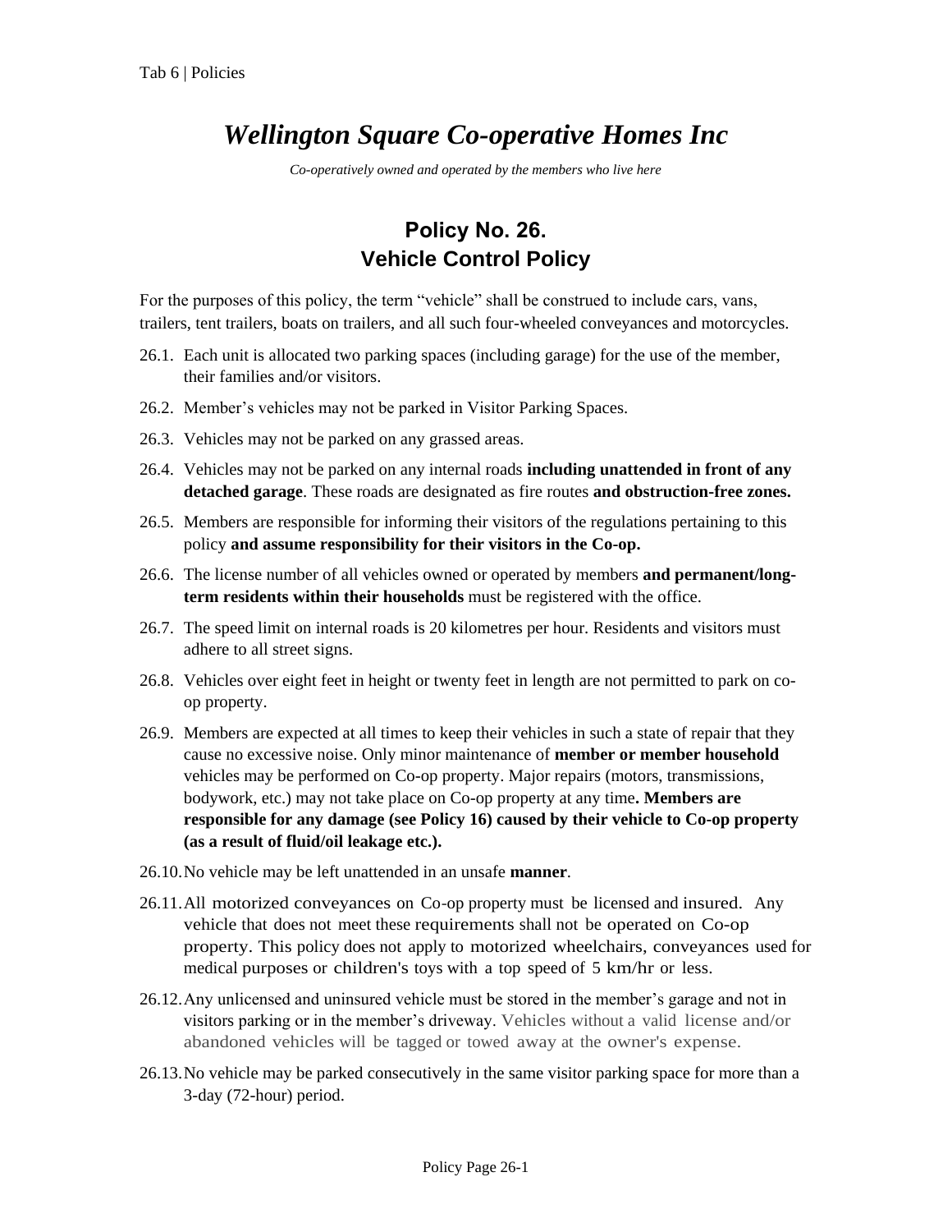# *Wellington Square Co-operative Homes Inc*

*Co-operatively owned and operated by the members who live here*

## Policy No. 26.
## Vehicle Control Policy

For the purposes of this policy, the term "vehicle" shall be construed to include cars, vans, trailers, tent trailers, boats on trailers, and all such four-wheeled conveyances and motorcycles.

26.1. Each unit is allocated two parking spaces (including garage) for the use of the member, their families and/or visitors.

26.2. Member's vehicles may not be parked in Visitor Parking Spaces.

26.3. Vehicles may not be parked on any grassed areas.

26.4. Vehicles may not be parked on any internal roads **including unattended in front of any detached garage**. These roads are designated as fire routes **and obstruction-free zones.**

26.5. Members are responsible for informing their visitors of the regulations pertaining to this policy **and assume responsibility for their visitors in the Co-op.**

26.6. The license number of all vehicles owned or operated by members **and permanent/long-term residents within their households** must be registered with the office.

26.7. The speed limit on internal roads is 20 kilometres per hour. Residents and visitors must adhere to all street signs.

26.8. Vehicles over eight feet in height or twenty feet in length are not permitted to park on co-op property.

26.9. Members are expected at all times to keep their vehicles in such a state of repair that they cause no excessive noise. Only minor maintenance of **member or member household** vehicles may be performed on Co-op property. Major repairs (motors, transmissions, bodywork, etc.) may not take place on Co-op property at any time**. Members are responsible for any damage (see Policy 16) caused by their vehicle to Co-op property (as a result of fluid/oil leakage etc.).**

26.10. No vehicle may be left unattended in an unsafe **manner**.

26.11. All motorized conveyances on Co-op property must be licensed and insured. Any vehicle that does not meet these requirements shall not be operated on Co-op property. This policy does not apply to motorized wheelchairs, conveyances used for medical purposes or children's toys with a top speed of 5 km/hr or less.

26.12. Any unlicensed and uninsured vehicle must be stored in the member's garage and not in visitors parking or in the member's driveway. Vehicles without a valid license and/or abandoned vehicles will be tagged or towed away at the owner's expense.

26.13. No vehicle may be parked consecutively in the same visitor parking space for more than a 3-day (72-hour) period.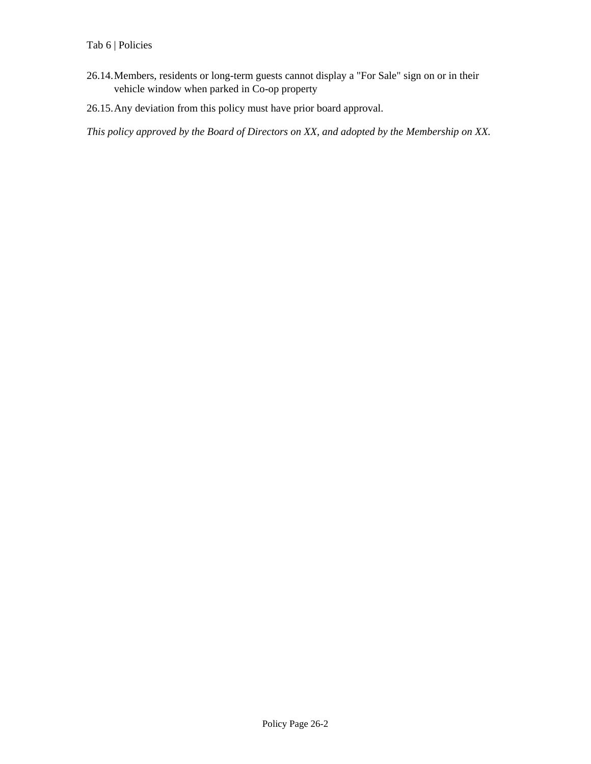26.14. Members, residents or long-term guests cannot display a "For Sale" sign on or in their vehicle window when parked in Co-op property

26.15. Any deviation from this policy must have prior board approval.

*This policy approved by the Board of Directors on XX, and adopted by the Membership on XX.*